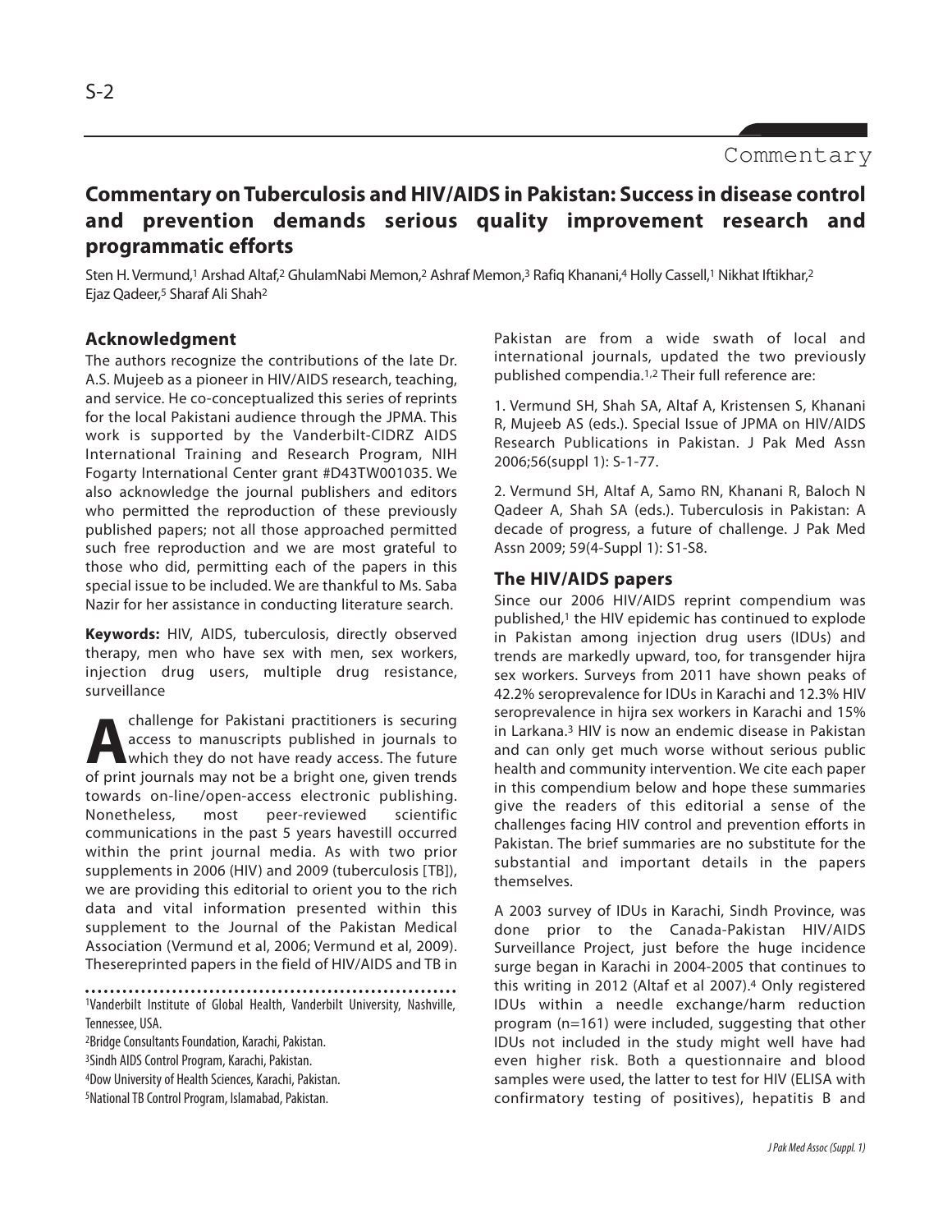Commentary

# Commentary on Tuberculosis and HIV/AIDS in Pakistan: Success in disease control and prevention demands serious quality improvement research and programmatic efforts

Sten H. Vermund,[1] Arshad Altaf,[2] GhulamNabi Memon,[2] Ashraf Memon,[3] Rafiq Khanani,[4] Holly Cassell,[1] Nikhat Iftikhar,[2] Ejaz Qadeer,[5] Sharaf Ali Shah[2]

## Acknowledgment

The authors recognize the contributions of the late Dr. A.S. Mujeeb as a pioneer in HIV/AIDS research, teaching, and service. He co-conceptualized this series of reprints for the local Pakistani audience through the JPMA. This work is supported by the Vanderbilt-CIDRZ AIDS International Training and Research Program, NIH Fogarty International Center grant #D43TW001035. We also acknowledge the journal publishers and editors who permitted the reproduction of these previously published papers; not all those approached permitted such free reproduction and we are most grateful to those who did, permitting each of the papers in this special issue to be included. We are thankful to Ms. Saba Nazir for her assistance in conducting literature search.

**Keywords:** HIV, AIDS, tuberculosis, directly observed therapy, men who have sex with men, sex workers, injection drug users, multiple drug resistance, surveillance

A challenge for Pakistani practitioners is securing access to manuscripts published in journals to which they do not have ready access. The future of print journals may not be a bright one, given trends towards on-line/open-access electronic publishing. Nonetheless, most peer-reviewed scientific communications in the past 5 years havestill occurred within the print journal media. As with two prior supplements in 2006 (HIV) and 2009 (tuberculosis [TB]), we are providing this editorial to orient you to the rich data and vital information presented within this supplement to the Journal of the Pakistan Medical Association (Vermund et al, 2006; Vermund et al, 2009). Thesereprinted papers in the field of HIV/AIDS and TB in Pakistan are from a wide swath of local and international journals, updated the two previously published compendia.[1,2] Their full reference are:

1. Vermund SH, Shah SA, Altaf A, Kristensen S, Khanani R, Mujeeb AS (eds.). Special Issue of JPMA on HIV/AIDS Research Publications in Pakistan. J Pak Med Assn 2006;56(suppl 1): S-1-77.

2. Vermund SH, Altaf A, Samo RN, Khanani R, Baloch N Qadeer A, Shah SA (eds.). Tuberculosis in Pakistan: A decade of progress, a future of challenge. J Pak Med Assn 2009; 59(4-Suppl 1): S1-S8.

## The HIV/AIDS papers

Since our 2006 HIV/AIDS reprint compendium was published,[1] the HIV epidemic has continued to explode in Pakistan among injection drug users (IDUs) and trends are markedly upward, too, for transgender hijra sex workers. Surveys from 2011 have shown peaks of 42.2% seroprevalence for IDUs in Karachi and 12.3% HIV seroprevalence in hijra sex workers in Karachi and 15% in Larkana.[3] HIV is now an endemic disease in Pakistan and can only get much worse without serious public health and community intervention. We cite each paper in this compendium below and hope these summaries give the readers of this editorial a sense of the challenges facing HIV control and prevention efforts in Pakistan. The brief summaries are no substitute for the substantial and important details in the papers themselves.

A 2003 survey of IDUs in Karachi, Sindh Province, was done prior to the Canada-Pakistan HIV/AIDS Surveillance Project, just before the huge incidence surge began in Karachi in 2004-2005 that continues to this writing in 2012 (Altaf et al 2007).[4] Only registered IDUs within a needle exchange/harm reduction program (n=161) were included, suggesting that other IDUs not included in the study might well have had even higher risk. Both a questionnaire and blood samples were used, the latter to test for HIV (ELISA with confirmatory testing of positives), hepatitis B and

[1]Vanderbilt Institute of Global Health, Vanderbilt University, Nashville, Tennessee, USA.

[2]Bridge Consultants Foundation, Karachi, Pakistan.

[3]Sindh AIDS Control Program, Karachi, Pakistan.

[4]Dow University of Health Sciences, Karachi, Pakistan.

[5]National TB Control Program, Islamabad, Pakistan.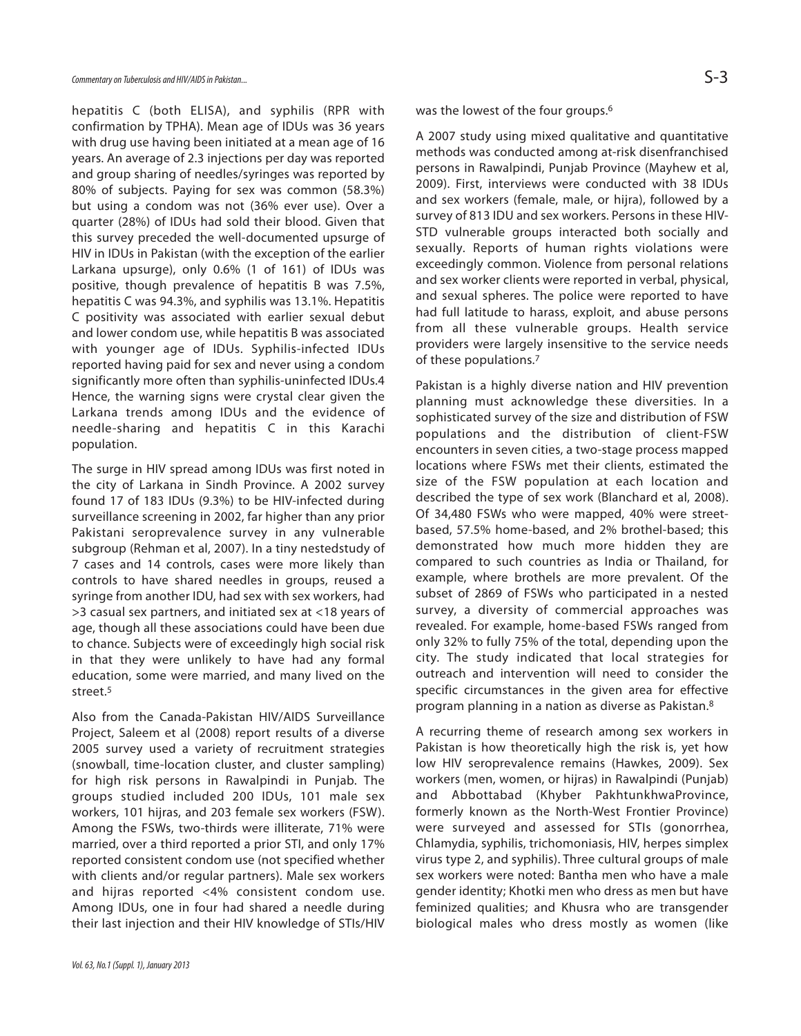hepatitis C (both ELISA), and syphilis (RPR with confirmation by TPHA). Mean age of IDUs was 36 years with drug use having been initiated at a mean age of 16 years. An average of 2.3 injections per day was reported and group sharing of needles/syringes was reported by 80% of subjects. Paying for sex was common (58.3%) but using a condom was not (36% ever use). Over a quarter (28%) of IDUs had sold their blood. Given that this survey preceded the well-documented upsurge of HIV in IDUs in Pakistan (with the exception of the earlier Larkana upsurge), only 0.6% (1 of 161) of IDUs was positive, though prevalence of hepatitis B was 7.5%, hepatitis C was 94.3%, and syphilis was 13.1%. Hepatitis C positivity was associated with earlier sexual debut and lower condom use, while hepatitis B was associated with younger age of IDUs. Syphilis-infected IDUs reported having paid for sex and never using a condom significantly more often than syphilis-uninfected IDUs.4 Hence, the warning signs were crystal clear given the Larkana trends among IDUs and the evidence of needle-sharing and hepatitis C in this Karachi population.

The surge in HIV spread among IDUs was first noted in the city of Larkana in Sindh Province. A 2002 survey found 17 of 183 IDUs (9.3%) to be HIV-infected during surveillance screening in 2002, far higher than any prior Pakistani seroprevalence survey in any vulnerable subgroup (Rehman et al, 2007). In a tiny nestedstudy of 7 cases and 14 controls, cases were more likely than controls to have shared needles in groups, reused a syringe from another IDU, had sex with sex workers, had >3 casual sex partners, and initiated sex at <18 years of age, though all these associations could have been due to chance. Subjects were of exceedingly high social risk in that they were unlikely to have had any formal education, some were married, and many lived on the street.[5]

Also from the Canada-Pakistan HIV/AIDS Surveillance Project, Saleem et al (2008) report results of a diverse 2005 survey used a variety of recruitment strategies (snowball, time-location cluster, and cluster sampling) for high risk persons in Rawalpindi in Punjab. The groups studied included 200 IDUs, 101 male sex workers, 101 hijras, and 203 female sex workers (FSW). Among the FSWs, two-thirds were illiterate, 71% were married, over a third reported a prior STI, and only 17% reported consistent condom use (not specified whether with clients and/or regular partners). Male sex workers and hijras reported <4% consistent condom use. Among IDUs, one in four had shared a needle during their last injection and their HIV knowledge of STIs/HIV was the lowest of the four groups.[6]

A 2007 study using mixed qualitative and quantitative methods was conducted among at-risk disenfranchised persons in Rawalpindi, Punjab Province (Mayhew et al, 2009). First, interviews were conducted with 38 IDUs and sex workers (female, male, or hijra), followed by a survey of 813 IDU and sex workers. Persons in these HIV-STD vulnerable groups interacted both socially and sexually. Reports of human rights violations were exceedingly common. Violence from personal relations and sex worker clients were reported in verbal, physical, and sexual spheres. The police were reported to have had full latitude to harass, exploit, and abuse persons from all these vulnerable groups. Health service providers were largely insensitive to the service needs of these populations.[7]

Pakistan is a highly diverse nation and HIV prevention planning must acknowledge these diversities. In a sophisticated survey of the size and distribution of FSW populations and the distribution of client-FSW encounters in seven cities, a two-stage process mapped locations where FSWs met their clients, estimated the size of the FSW population at each location and described the type of sex work (Blanchard et al, 2008). Of 34,480 FSWs who were mapped, 40% were street-based, 57.5% home-based, and 2% brothel-based; this demonstrated how much more hidden they are compared to such countries as India or Thailand, for example, where brothels are more prevalent. Of the subset of 2869 of FSWs who participated in a nested survey, a diversity of commercial approaches was revealed. For example, home-based FSWs ranged from only 32% to fully 75% of the total, depending upon the city. The study indicated that local strategies for outreach and intervention will need to consider the specific circumstances in the given area for effective program planning in a nation as diverse as Pakistan.[8]

A recurring theme of research among sex workers in Pakistan is how theoretically high the risk is, yet how low HIV seroprevalence remains (Hawkes, 2009). Sex workers (men, women, or hijras) in Rawalpindi (Punjab) and Abbottabad (Khyber PakhtunkhwaProvince, formerly known as the North-West Frontier Province) were surveyed and assessed for STIs (gonorrhea, Chlamydia, syphilis, trichomoniasis, HIV, herpes simplex virus type 2, and syphilis). Three cultural groups of male sex workers were noted: Bantha men who have a male gender identity; Khotki men who dress as men but have feminized qualities; and Khusra who are transgender biological males who dress mostly as women (like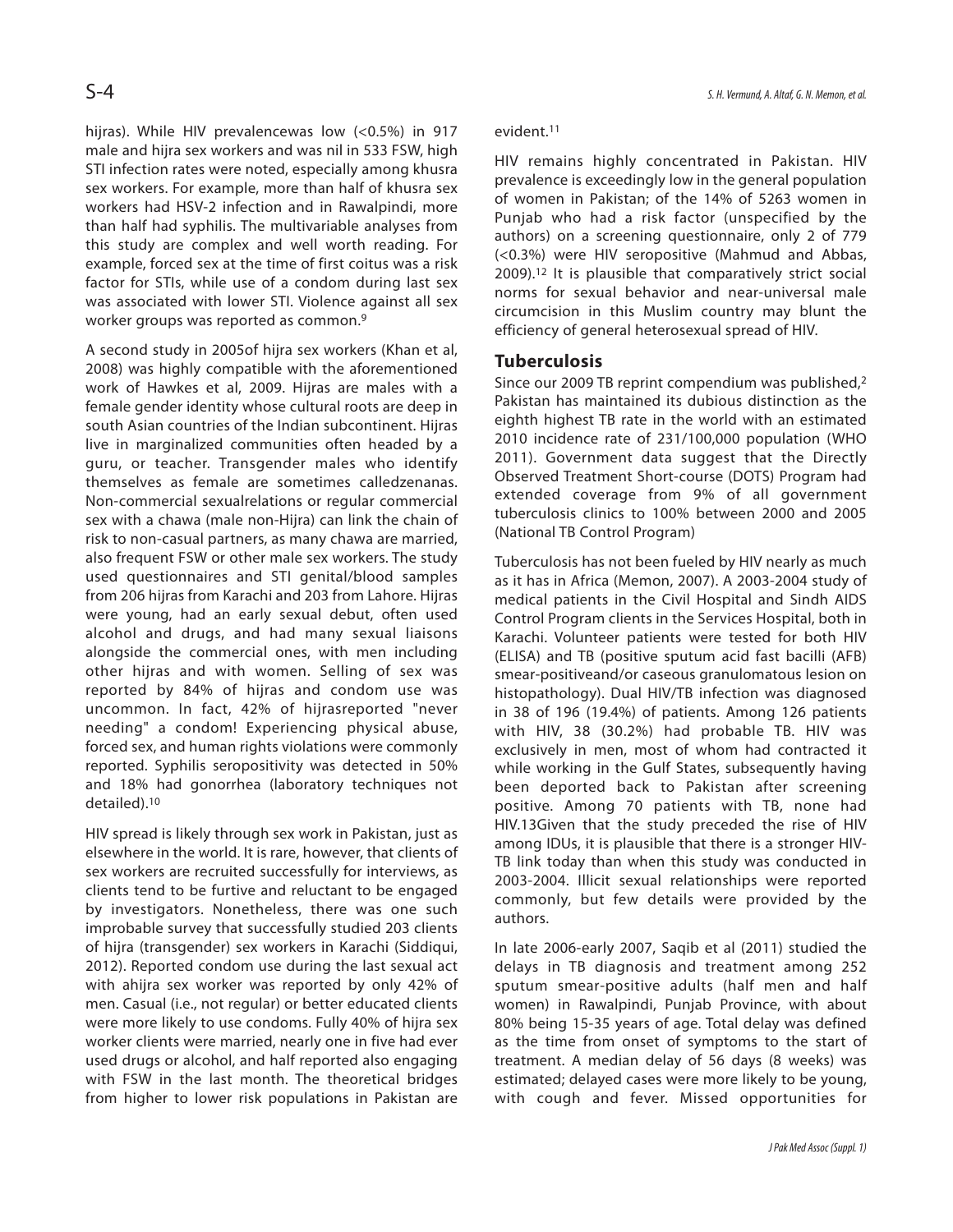hijras). While HIV prevalencewas low (<0.5%) in 917 male and hijra sex workers and was nil in 533 FSW, high STI infection rates were noted, especially among khusra sex workers. For example, more than half of khusra sex workers had HSV-2 infection and in Rawalpindi, more than half had syphilis. The multivariable analyses from this study are complex and well worth reading. For example, forced sex at the time of first coitus was a risk factor for STIs, while use of a condom during last sex was associated with lower STI. Violence against all sex worker groups was reported as common.[9]

A second study in 2005of hijra sex workers (Khan et al, 2008) was highly compatible with the aforementioned work of Hawkes et al, 2009. Hijras are males with a female gender identity whose cultural roots are deep in south Asian countries of the Indian subcontinent. Hijras live in marginalized communities often headed by a guru, or teacher. Transgender males who identify themselves as female are sometimes calledzenanas. Non-commercial sexualrelations or regular commercial sex with a chawa (male non-Hijra) can link the chain of risk to non-casual partners, as many chawa are married, also frequent FSW or other male sex workers. The study used questionnaires and STI genital/blood samples from 206 hijras from Karachi and 203 from Lahore. Hijras were young, had an early sexual debut, often used alcohol and drugs, and had many sexual liaisons alongside the commercial ones, with men including other hijras and with women. Selling of sex was reported by 84% of hijras and condom use was uncommon. In fact, 42% of hijrasreported "never needing" a condom! Experiencing physical abuse, forced sex, and human rights violations were commonly reported. Syphilis seropositivity was detected in 50% and 18% had gonorrhea (laboratory techniques not detailed).[10]

HIV spread is likely through sex work in Pakistan, just as elsewhere in the world. It is rare, however, that clients of sex workers are recruited successfully for interviews, as clients tend to be furtive and reluctant to be engaged by investigators. Nonetheless, there was one such improbable survey that successfully studied 203 clients of hijra (transgender) sex workers in Karachi (Siddiqui, 2012). Reported condom use during the last sexual act with ahijra sex worker was reported by only 42% of men. Casual (i.e., not regular) or better educated clients were more likely to use condoms. Fully 40% of hijra sex worker clients were married, nearly one in five had ever used drugs or alcohol, and half reported also engaging with FSW in the last month. The theoretical bridges from higher to lower risk populations in Pakistan are evident.[11]

HIV remains highly concentrated in Pakistan. HIV prevalence is exceedingly low in the general population of women in Pakistan; of the 14% of 5263 women in Punjab who had a risk factor (unspecified by the authors) on a screening questionnaire, only 2 of 779 (<0.3%) were HIV seropositive (Mahmud and Abbas, 2009).[12] It is plausible that comparatively strict social norms for sexual behavior and near-universal male circumcision in this Muslim country may blunt the efficiency of general heterosexual spread of HIV.

## Tuberculosis

Since our 2009 TB reprint compendium was published,[2] Pakistan has maintained its dubious distinction as the eighth highest TB rate in the world with an estimated 2010 incidence rate of 231/100,000 population (WHO 2011). Government data suggest that the Directly Observed Treatment Short-course (DOTS) Program had extended coverage from 9% of all government tuberculosis clinics to 100% between 2000 and 2005 (National TB Control Program)

Tuberculosis has not been fueled by HIV nearly as much as it has in Africa (Memon, 2007). A 2003-2004 study of medical patients in the Civil Hospital and Sindh AIDS Control Program clients in the Services Hospital, both in Karachi. Volunteer patients were tested for both HIV (ELISA) and TB (positive sputum acid fast bacilli (AFB) smear-positiveand/or caseous granulomatous lesion on histopathology). Dual HIV/TB infection was diagnosed in 38 of 196 (19.4%) of patients. Among 126 patients with HIV, 38 (30.2%) had probable TB. HIV was exclusively in men, most of whom had contracted it while working in the Gulf States, subsequently having been deported back to Pakistan after screening positive. Among 70 patients with TB, none had HIV.[13]Given that the study preceded the rise of HIV among IDUs, it is plausible that there is a stronger HIV-TB link today than when this study was conducted in 2003-2004. Illicit sexual relationships were reported commonly, but few details were provided by the authors.

In late 2006-early 2007, Saqib et al (2011) studied the delays in TB diagnosis and treatment among 252 sputum smear-positive adults (half men and half women) in Rawalpindi, Punjab Province, with about 80% being 15-35 years of age. Total delay was defined as the time from onset of symptoms to the start of treatment. A median delay of 56 days (8 weeks) was estimated; delayed cases were more likely to be young, with cough and fever. Missed opportunities for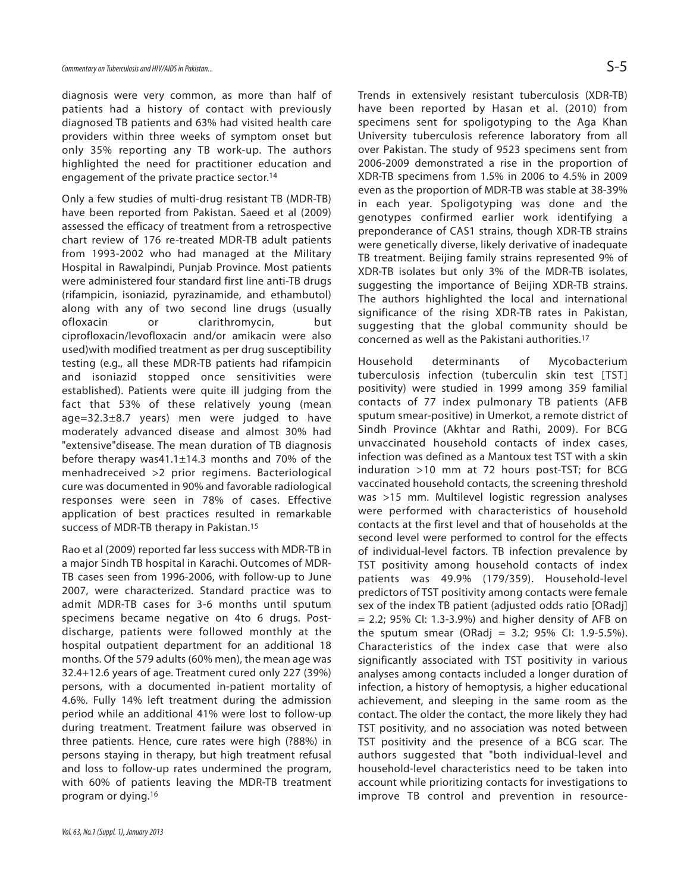diagnosis were very common, as more than half of patients had a history of contact with previously diagnosed TB patients and 63% had visited health care providers within three weeks of symptom onset but only 35% reporting any TB work-up. The authors highlighted the need for practitioner education and engagement of the private practice sector.[14]

Only a few studies of multi-drug resistant TB (MDR-TB) have been reported from Pakistan. Saeed et al (2009) assessed the efficacy of treatment from a retrospective chart review of 176 re-treated MDR-TB adult patients from 1993-2002 who had managed at the Military Hospital in Rawalpindi, Punjab Province. Most patients were administered four standard first line anti-TB drugs (rifampicin, isoniazid, pyrazinamide, and ethambutol) along with any of two second line drugs (usually ofloxacin or clarithromycin, but ciprofloxacin/levofloxacin and/or amikacin were also used)with modified treatment as per drug susceptibility testing (e.g., all these MDR-TB patients had rifampicin and isoniazid stopped once sensitivities were established). Patients were quite ill judging from the fact that 53% of these relatively young (mean age=32.3±8.7 years) men were judged to have moderately advanced disease and almost 30% had "extensive"disease. The mean duration of TB diagnosis before therapy was41.1±14.3 months and 70% of the menhadreceived >2 prior regimens. Bacteriological cure was documented in 90% and favorable radiological responses were seen in 78% of cases. Effective application of best practices resulted in remarkable success of MDR-TB therapy in Pakistan.[15]

Rao et al (2009) reported far less success with MDR-TB in a major Sindh TB hospital in Karachi. Outcomes of MDR-TB cases seen from 1996-2006, with follow-up to June 2007, were characterized. Standard practice was to admit MDR-TB cases for 3-6 months until sputum specimens became negative on 4to 6 drugs. Post-discharge, patients were followed monthly at the hospital outpatient department for an additional 18 months. Of the 579 adults (60% men), the mean age was 32.4+12.6 years of age. Treatment cured only 227 (39%) persons, with a documented in-patient mortality of 4.6%. Fully 14% left treatment during the admission period while an additional 41% were lost to follow-up during treatment. Treatment failure was observed in three patients. Hence, cure rates were high (?88%) in persons staying in therapy, but high treatment refusal and loss to follow-up rates undermined the program, with 60% of patients leaving the MDR-TB treatment program or dying.[16]

Trends in extensively resistant tuberculosis (XDR-TB) have been reported by Hasan et al. (2010) from specimens sent for spoligotyping to the Aga Khan University tuberculosis reference laboratory from all over Pakistan. The study of 9523 specimens sent from 2006-2009 demonstrated a rise in the proportion of XDR-TB specimens from 1.5% in 2006 to 4.5% in 2009 even as the proportion of MDR-TB was stable at 38-39% in each year. Spoligotyping was done and the genotypes confirmed earlier work identifying a preponderance of CAS1 strains, though XDR-TB strains were genetically diverse, likely derivative of inadequate TB treatment. Beijing family strains represented 9% of XDR-TB isolates but only 3% of the MDR-TB isolates, suggesting the importance of Beijing XDR-TB strains. The authors highlighted the local and international significance of the rising XDR-TB rates in Pakistan, suggesting that the global community should be concerned as well as the Pakistani authorities.[17]

Household determinants of Mycobacterium tuberculosis infection (tuberculin skin test [TST] positivity) were studied in 1999 among 359 familial contacts of 77 index pulmonary TB patients (AFB sputum smear-positive) in Umerkot, a remote district of Sindh Province (Akhtar and Rathi, 2009). For BCG unvaccinated household contacts of index cases, infection was defined as a Mantoux test TST with a skin induration >10 mm at 72 hours post-TST; for BCG vaccinated household contacts, the screening threshold was >15 mm. Multilevel logistic regression analyses were performed with characteristics of household contacts at the first level and that of households at the second level were performed to control for the effects of individual-level factors. TB infection prevalence by TST positivity among household contacts of index patients was 49.9% (179/359). Household-level predictors of TST positivity among contacts were female sex of the index TB patient (adjusted odds ratio [ORadj] = 2.2; 95% CI: 1.3-3.9%) and higher density of AFB on the sputum smear (ORadj = 3.2; 95% CI: 1.9-5.5%). Characteristics of the index case that were also significantly associated with TST positivity in various analyses among contacts included a longer duration of infection, a history of hemoptysis, a higher educational achievement, and sleeping in the same room as the contact. The older the contact, the more likely they had TST positivity, and no association was noted between TST positivity and the presence of a BCG scar. The authors suggested that "both individual-level and household-level characteristics need to be taken into account while prioritizing contacts for investigations to improve TB control and prevention in resource-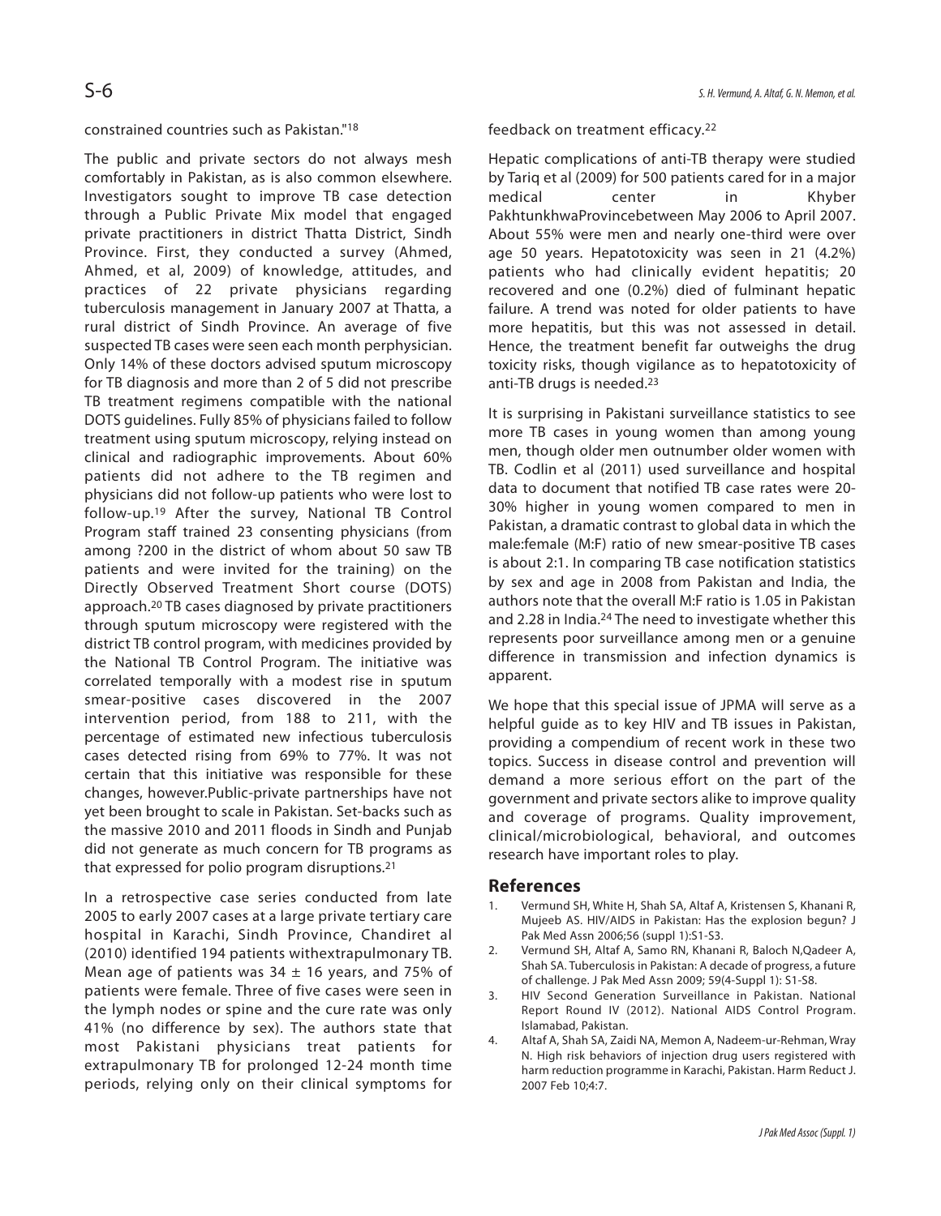constrained countries such as Pakistan."[18]

The public and private sectors do not always mesh comfortably in Pakistan, as is also common elsewhere. Investigators sought to improve TB case detection through a Public Private Mix model that engaged private practitioners in district Thatta District, Sindh Province. First, they conducted a survey (Ahmed, Ahmed, et al, 2009) of knowledge, attitudes, and practices of 22 private physicians regarding tuberculosis management in January 2007 at Thatta, a rural district of Sindh Province. An average of five suspected TB cases were seen each month perphysician. Only 14% of these doctors advised sputum microscopy for TB diagnosis and more than 2 of 5 did not prescribe TB treatment regimens compatible with the national DOTS guidelines. Fully 85% of physicians failed to follow treatment using sputum microscopy, relying instead on clinical and radiographic improvements. About 60% patients did not adhere to the TB regimen and physicians did not follow-up patients who were lost to follow-up.[19] After the survey, National TB Control Program staff trained 23 consenting physicians (from among ?200 in the district of whom about 50 saw TB patients and were invited for the training) on the Directly Observed Treatment Short course (DOTS) approach.[20] TB cases diagnosed by private practitioners through sputum microscopy were registered with the district TB control program, with medicines provided by the National TB Control Program. The initiative was correlated temporally with a modest rise in sputum smear-positive cases discovered in the 2007 intervention period, from 188 to 211, with the percentage of estimated new infectious tuberculosis cases detected rising from 69% to 77%. It was not certain that this initiative was responsible for these changes, however.Public-private partnerships have not yet been brought to scale in Pakistan. Set-backs such as the massive 2010 and 2011 floods in Sindh and Punjab did not generate as much concern for TB programs as that expressed for polio program disruptions.[21]

In a retrospective case series conducted from late 2005 to early 2007 cases at a large private tertiary care hospital in Karachi, Sindh Province, Chandiret al (2010) identified 194 patients withextrapulmonary TB. Mean age of patients was 34 ± 16 years, and 75% of patients were female. Three of five cases were seen in the lymph nodes or spine and the cure rate was only 41% (no difference by sex). The authors state that most Pakistani physicians treat patients for extrapulmonary TB for prolonged 12-24 month time periods, relying only on their clinical symptoms for feedback on treatment efficacy.[22]

Hepatic complications of anti-TB therapy were studied by Tariq et al (2009) for 500 patients cared for in a major medical center in Khyber PakhtunkhwaProvincebetween May 2006 to April 2007. About 55% were men and nearly one-third were over age 50 years. Hepatotoxicity was seen in 21 (4.2%) patients who had clinically evident hepatitis; 20 recovered and one (0.2%) died of fulminant hepatic failure. A trend was noted for older patients to have more hepatitis, but this was not assessed in detail. Hence, the treatment benefit far outweighs the drug toxicity risks, though vigilance as to hepatotoxicity of anti-TB drugs is needed.[23]

It is surprising in Pakistani surveillance statistics to see more TB cases in young women than among young men, though older men outnumber older women with TB. Codlin et al (2011) used surveillance and hospital data to document that notified TB case rates were 20-30% higher in young women compared to men in Pakistan, a dramatic contrast to global data in which the male:female (M:F) ratio of new smear-positive TB cases is about 2:1. In comparing TB case notification statistics by sex and age in 2008 from Pakistan and India, the authors note that the overall M:F ratio is 1.05 in Pakistan and 2.28 in India.[24] The need to investigate whether this represents poor surveillance among men or a genuine difference in transmission and infection dynamics is apparent.

We hope that this special issue of JPMA will serve as a helpful guide as to key HIV and TB issues in Pakistan, providing a compendium of recent work in these two topics. Success in disease control and prevention will demand a more serious effort on the part of the government and private sectors alike to improve quality and coverage of programs. Quality improvement, clinical/microbiological, behavioral, and outcomes research have important roles to play.

## References

1. Vermund SH, White H, Shah SA, Altaf A, Kristensen S, Khanani R, Mujeeb AS. HIV/AIDS in Pakistan: Has the explosion begun? J Pak Med Assn 2006;56 (suppl 1):S1-S3.
2. Vermund SH, Altaf A, Samo RN, Khanani R, Baloch N,Qadeer A, Shah SA. Tuberculosis in Pakistan: A decade of progress, a future of challenge. J Pak Med Assn 2009; 59(4-Suppl 1): S1-S8.
3. HIV Second Generation Surveillance in Pakistan. National Report Round IV (2012). National AIDS Control Program. Islamabad, Pakistan.
4. Altaf A, Shah SA, Zaidi NA, Memon A, Nadeem-ur-Rehman, Wray N. High risk behaviors of injection drug users registered with harm reduction programme in Karachi, Pakistan. Harm Reduct J. 2007 Feb 10;4:7.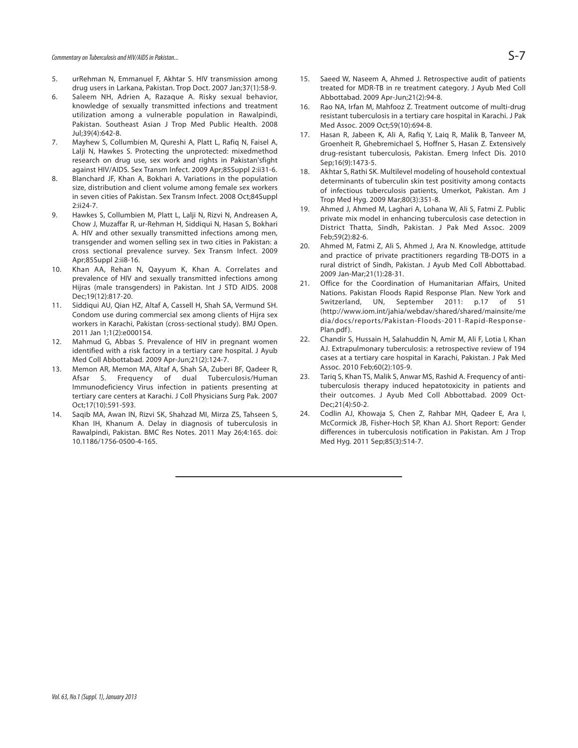5. urRehman N, Emmanuel F, Akhtar S. HIV transmission among drug users in Larkana, Pakistan. Trop Doct. 2007 Jan;37(1):58-9.
6. Saleem NH, Adrien A, Razaque A. Risky sexual behavior, knowledge of sexually transmitted infections and treatment utilization among a vulnerable population in Rawalpindi, Pakistan. Southeast Asian J Trop Med Public Health. 2008 Jul;39(4):642-8.
7. Mayhew S, Collumbien M, Qureshi A, Platt L, Rafiq N, Faisel A, Lalji N, Hawkes S. Protecting the unprotected: mixedmethod research on drug use, sex work and rights in Pakistan'sfight against HIV/AIDS. Sex Transm Infect. 2009 Apr;85Suppl 2:ii31-6.
8. Blanchard JF, Khan A, Bokhari A. Variations in the population size, distribution and client volume among female sex workers in seven cities of Pakistan. Sex Transm Infect. 2008 Oct;84Suppl 2:ii24-7.
9. Hawkes S, Collumbien M, Platt L, Lalji N, Rizvi N, Andreasen A, Chow J, Muzaffar R, ur-Rehman H, Siddiqui N, Hasan S, Bokhari A. HIV and other sexually transmitted infections among men, transgender and women selling sex in two cities in Pakistan: a cross sectional prevalence survey. Sex Transm Infect. 2009 Apr;85Suppl 2:ii8-16.
10. Khan AA, Rehan N, Qayyum K, Khan A. Correlates and prevalence of HIV and sexually transmitted infections among Hijras (male transgenders) in Pakistan. Int J STD AIDS. 2008 Dec;19(12):817-20.
11. Siddiqui AU, Qian HZ, Altaf A, Cassell H, Shah SA, Vermund SH. Condom use during commercial sex among clients of Hijra sex workers in Karachi, Pakistan (cross-sectional study). BMJ Open. 2011 Jan 1;1(2):e000154.
12. Mahmud G, Abbas S. Prevalence of HIV in pregnant women identified with a risk factory in a tertiary care hospital. J Ayub Med Coll Abbottabad. 2009 Apr-Jun;21(2):124-7.
13. Memon AR, Memon MA, Altaf A, Shah SA, Zuberi BF, Qadeer R, Afsar S. Frequency of dual Tuberculosis/Human Immunodeficiency Virus infection in patients presenting at tertiary care centers at Karachi. J Coll Physicians Surg Pak. 2007 Oct;17(10):591-593.
14. Saqib MA, Awan IN, Rizvi SK, Shahzad MI, Mirza ZS, Tahseen S, Khan IH, Khanum A. Delay in diagnosis of tuberculosis in Rawalpindi, Pakistan. BMC Res Notes. 2011 May 26;4:165. doi: 10.1186/1756-0500-4-165.
15. Saeed W, Naseem A, Ahmed J. Retrospective audit of patients treated for MDR-TB in re treatment category. J Ayub Med Coll Abbottabad. 2009 Apr-Jun;21(2):94-8.
16. Rao NA, Irfan M, Mahfooz Z. Treatment outcome of multi-drug resistant tuberculosis in a tertiary care hospital in Karachi. J Pak Med Assoc. 2009 Oct;59(10):694-8.
17. Hasan R, Jabeen K, Ali A, Rafiq Y, Laiq R, Malik B, Tanveer M, Groenheit R, Ghebremichael S, Hoffner S, Hasan Z. Extensively drug-resistant tuberculosis, Pakistan. Emerg Infect Dis. 2010 Sep;16(9):1473-5.
18. Akhtar S, Rathi SK. Multilevel modeling of household contextual determinants of tuberculin skin test positivity among contacts of infectious tuberculosis patients, Umerkot, Pakistan. Am J Trop Med Hyg. 2009 Mar;80(3):351-8.
19. Ahmed J, Ahmed M, Laghari A, Lohana W, Ali S, Fatmi Z. Public private mix model in enhancing tuberculosis case detection in District Thatta, Sindh, Pakistan. J Pak Med Assoc. 2009 Feb;59(2):82-6.
20. Ahmed M, Fatmi Z, Ali S, Ahmed J, Ara N. Knowledge, attitude and practice of private practitioners regarding TB-DOTS in a rural district of Sindh, Pakistan. J Ayub Med Coll Abbottabad. 2009 Jan-Mar;21(1):28-31.
21. Office for the Coordination of Humanitarian Affairs, United Nations. Pakistan Floods Rapid Response Plan. New York and Switzerland, UN, September 2011: p.17 of 51 (http://www.iom.int/jahia/webdav/shared/shared/mainsite/media/docs/reports/Pakistan-Floods-2011-Rapid-Response-Plan.pdf).
22. Chandir S, Hussain H, Salahuddin N, Amir M, Ali F, Lotia I, Khan AJ. Extrapulmonary tuberculosis: a retrospective review of 194 cases at a tertiary care hospital in Karachi, Pakistan. J Pak Med Assoc. 2010 Feb;60(2):105-9.
23. Tariq S, Khan TS, Malik S, Anwar MS, Rashid A. Frequency of anti-tuberculosis therapy induced hepatotoxicity in patients and their outcomes. J Ayub Med Coll Abbottabad. 2009 Oct-Dec;21(4):50-2.
24. Codlin AJ, Khowaja S, Chen Z, Rahbar MH, Qadeer E, Ara I, McCormick JB, Fisher-Hoch SP, Khan AJ. Short Report: Gender differences in tuberculosis notification in Pakistan. Am J Trop Med Hyg. 2011 Sep;85(3):514-7.